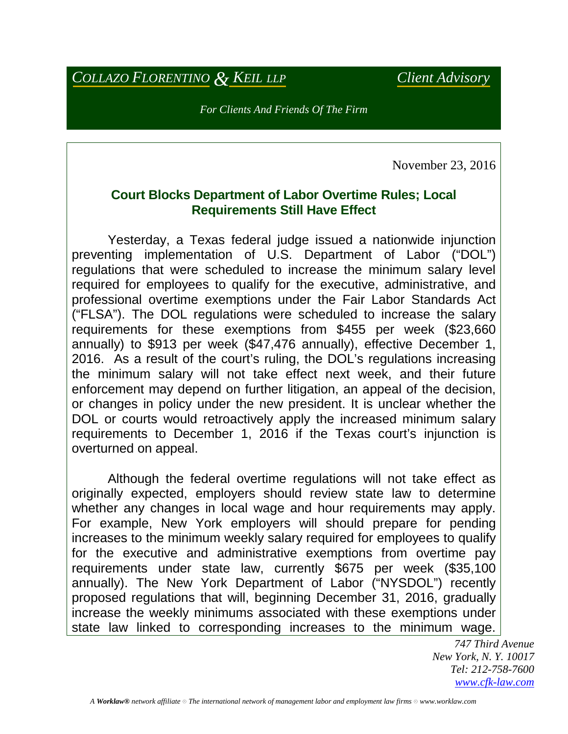*COLLAZO FLORENTINO & KEIL LLP* *Client Advisory*

*For Clients And Friends Of The Firm*

November 23, 2016

## Court Blocks Department of Labor Overtime Rules; Local Requirements Still Have Effect

Yesterday, a Texas federal judge issued a nationwide injunction preventing implementation of U.S. Department of Labor ("DOL") regulations that were scheduled to increase the minimum salary level required for employees to qualify for the executive, administrative, and professional overtime exemptions under the Fair Labor Standards Act ("FLSA"). The DOL regulations were scheduled to increase the salary requirements for these exemptions from $455 per week ($23,660 annually) to $913 per week ($47,476 annually), effective December 1, 2016. As a result of the court's ruling, the DOL's regulations increasing the minimum salary will not take effect next week, and their future enforcement may depend on further litigation, an appeal of the decision, or changes in policy under the new president. It is unclear whether the DOL or courts would retroactively apply the increased minimum salary requirements to December 1, 2016 if the Texas court's injunction is overturned on appeal.

Although the federal overtime regulations will not take effect as originally expected, employers should review state law to determine whether any changes in local wage and hour requirements may apply. For example, New York employers will should prepare for pending increases to the minimum weekly salary required for employees to qualify for the executive and administrative exemptions from overtime pay requirements under state law, currently $675 per week ($35,100 annually). The New York Department of Labor ("NYSDOL") recently proposed regulations that will, beginning December 31, 2016, gradually increase the weekly minimums associated with these exemptions under state law linked to corresponding increases to the minimum wage.

*747 Third Avenue*
*New York, N. Y. 10017*
*Tel: 212-758-7600*
*www.cfk-law.com*

*A **Worklaw®** network affiliate ⊙ The international network of management labor and employment law firms ⊙ www.worklaw.com*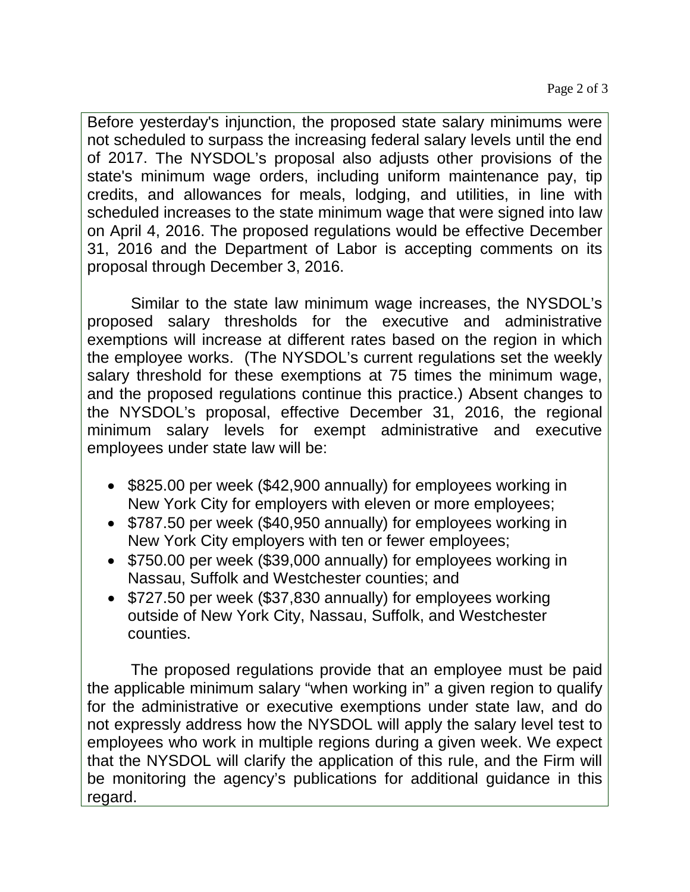Before yesterday's injunction, the proposed state salary minimums were not scheduled to surpass the increasing federal salary levels until the end of 2017. The NYSDOL's proposal also adjusts other provisions of the state's minimum wage orders, including uniform maintenance pay, tip credits, and allowances for meals, lodging, and utilities, in line with scheduled increases to the state minimum wage that were signed into law on April 4, 2016. The proposed regulations would be effective December 31, 2016 and the Department of Labor is accepting comments on its proposal through December 3, 2016.

Similar to the state law minimum wage increases, the NYSDOL's proposed salary thresholds for the executive and administrative exemptions will increase at different rates based on the region in which the employee works. (The NYSDOL's current regulations set the weekly salary threshold for these exemptions at 75 times the minimum wage, and the proposed regulations continue this practice.) Absent changes to the NYSDOL's proposal, effective December 31, 2016, the regional minimum salary levels for exempt administrative and executive employees under state law will be:

- $825.00 per week ($42,900 annually) for employees working in New York City for employers with eleven or more employees;
- $787.50 per week ($40,950 annually) for employees working in New York City employers with ten or fewer employees;
- $750.00 per week ($39,000 annually) for employees working in Nassau, Suffolk and Westchester counties; and
- $727.50 per week ($37,830 annually) for employees working outside of New York City, Nassau, Suffolk, and Westchester counties.

The proposed regulations provide that an employee must be paid the applicable minimum salary "when working in" a given region to qualify for the administrative or executive exemptions under state law, and do not expressly address how the NYSDOL will apply the salary level test to employees who work in multiple regions during a given week. We expect that the NYSDOL will clarify the application of this rule, and the Firm will be monitoring the agency's publications for additional guidance in this regard.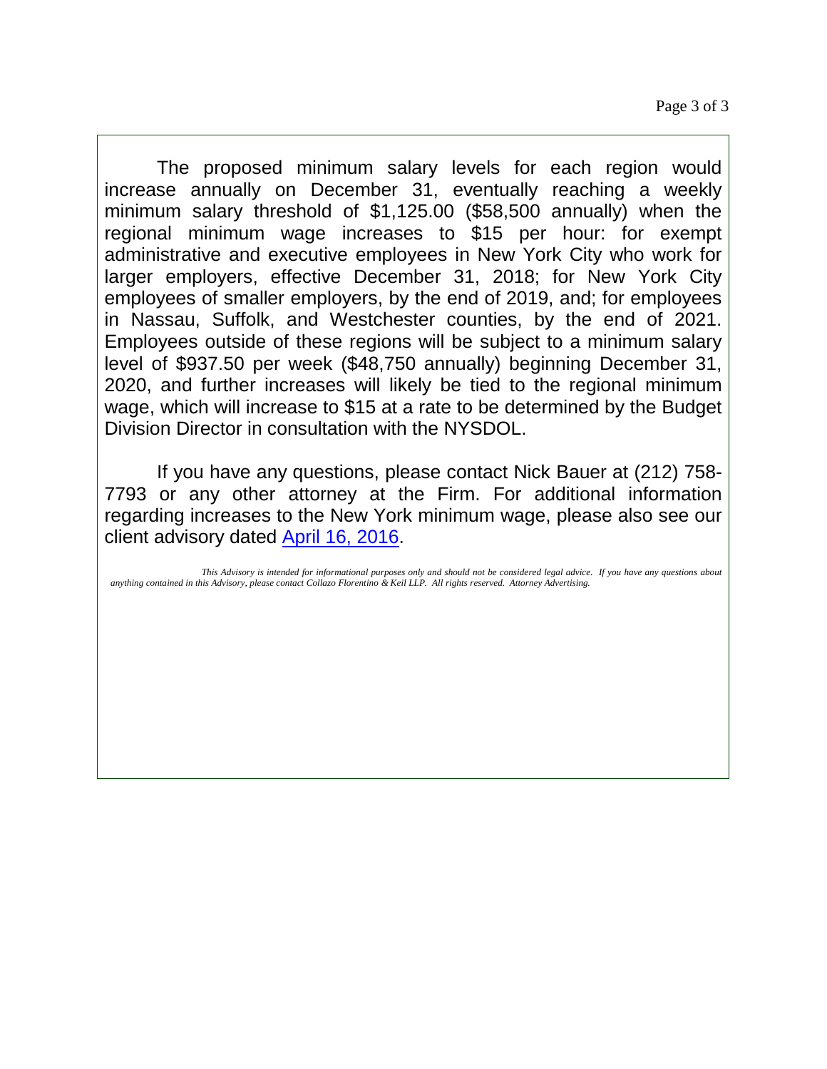The proposed minimum salary levels for each region would increase annually on December 31, eventually reaching a weekly minimum salary threshold of $1,125.00 ($58,500 annually) when the regional minimum wage increases to $15 per hour: for exempt administrative and executive employees in New York City who work for larger employers, effective December 31, 2018; for New York City employees of smaller employers, by the end of 2019, and; for employees in Nassau, Suffolk, and Westchester counties, by the end of 2021. Employees outside of these regions will be subject to a minimum salary level of $937.50 per week ($48,750 annually) beginning December 31, 2020, and further increases will likely be tied to the regional minimum wage, which will increase to $15 at a rate to be determined by the Budget Division Director in consultation with the NYSDOL.

If you have any questions, please contact Nick Bauer at (212) 758-7793 or any other attorney at the Firm. For additional information regarding increases to the New York minimum wage, please also see our client advisory dated April 16, 2016.

*This Advisory is intended for informational purposes only and should not be considered legal advice. If you have any questions about anything contained in this Advisory, please contact Collazo Florentino & Keil LLP. All rights reserved. Attorney Advertising.*